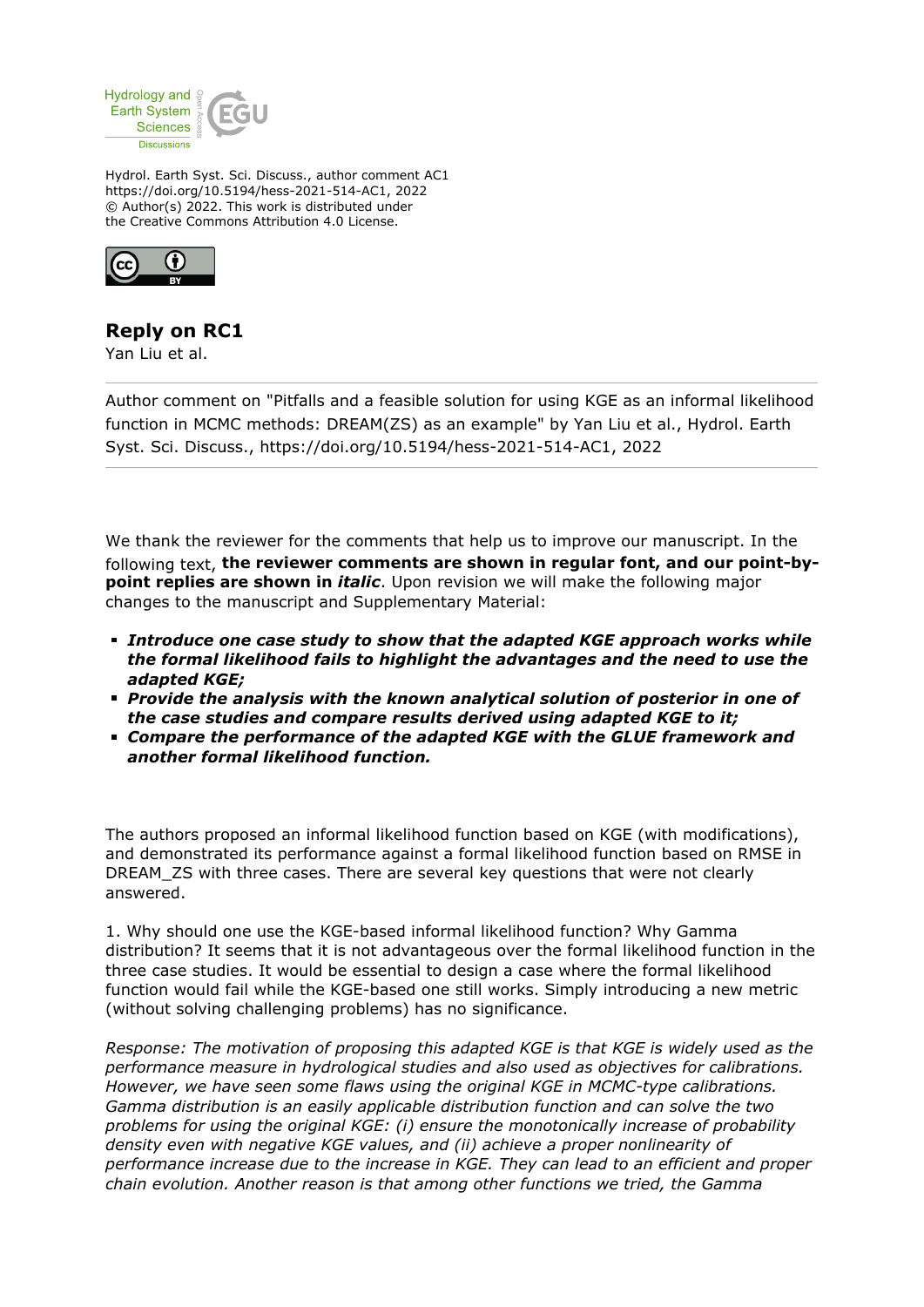Hydrol. Earth Syst. Sci. Discuss., author comment AC1
https://doi.org/10.5194/hess-2021-514-AC1, 2022
© Author(s) 2022. This work is distributed under
the Creative Commons Attribution 4.0 License.

## Reply on RC1

Yan Liu et al.

---

Author comment on "Pitfalls and a feasible solution for using KGE as an informal likelihood function in MCMC methods: DREAM(ZS) as an example" by Yan Liu et al., Hydrol. Earth Syst. Sci. Discuss., https://doi.org/10.5194/hess-2021-514-AC1, 2022

---

We thank the reviewer for the comments that help us to improve our manuscript. In the following text, **the reviewer comments are shown in regular font, and our point-by-point replies are shown in *italic***. Upon revision we will make the following major changes to the manuscript and Supplementary Material:

- ***Introduce one case study to show that the adapted KGE approach works while the formal likelihood fails to highlight the advantages and the need to use the adapted KGE;***
- ***Provide the analysis with the known analytical solution of posterior in one of the case studies and compare results derived using adapted KGE to it;***
- ***Compare the performance of the adapted KGE with the GLUE framework and another formal likelihood function.***

The authors proposed an informal likelihood function based on KGE (with modifications), and demonstrated its performance against a formal likelihood function based on RMSE in DREAM_ZS with three cases. There are several key questions that were not clearly answered.

1. Why should one use the KGE-based informal likelihood function? Why Gamma distribution? It seems that it is not advantageous over the formal likelihood function in the three case studies. It would be essential to design a case where the formal likelihood function would fail while the KGE-based one still works. Simply introducing a new metric (without solving challenging problems) has no significance.

*Response: The motivation of proposing this adapted KGE is that KGE is widely used as the performance measure in hydrological studies and also used as objectives for calibrations. However, we have seen some flaws using the original KGE in MCMC-type calibrations. Gamma distribution is an easily applicable distribution function and can solve the two problems for using the original KGE: (i) ensure the monotonically increase of probability density even with negative KGE values, and (ii) achieve a proper nonlinearity of performance increase due to the increase in KGE. They can lead to an efficient and proper chain evolution. Another reason is that among other functions we tried, the Gamma*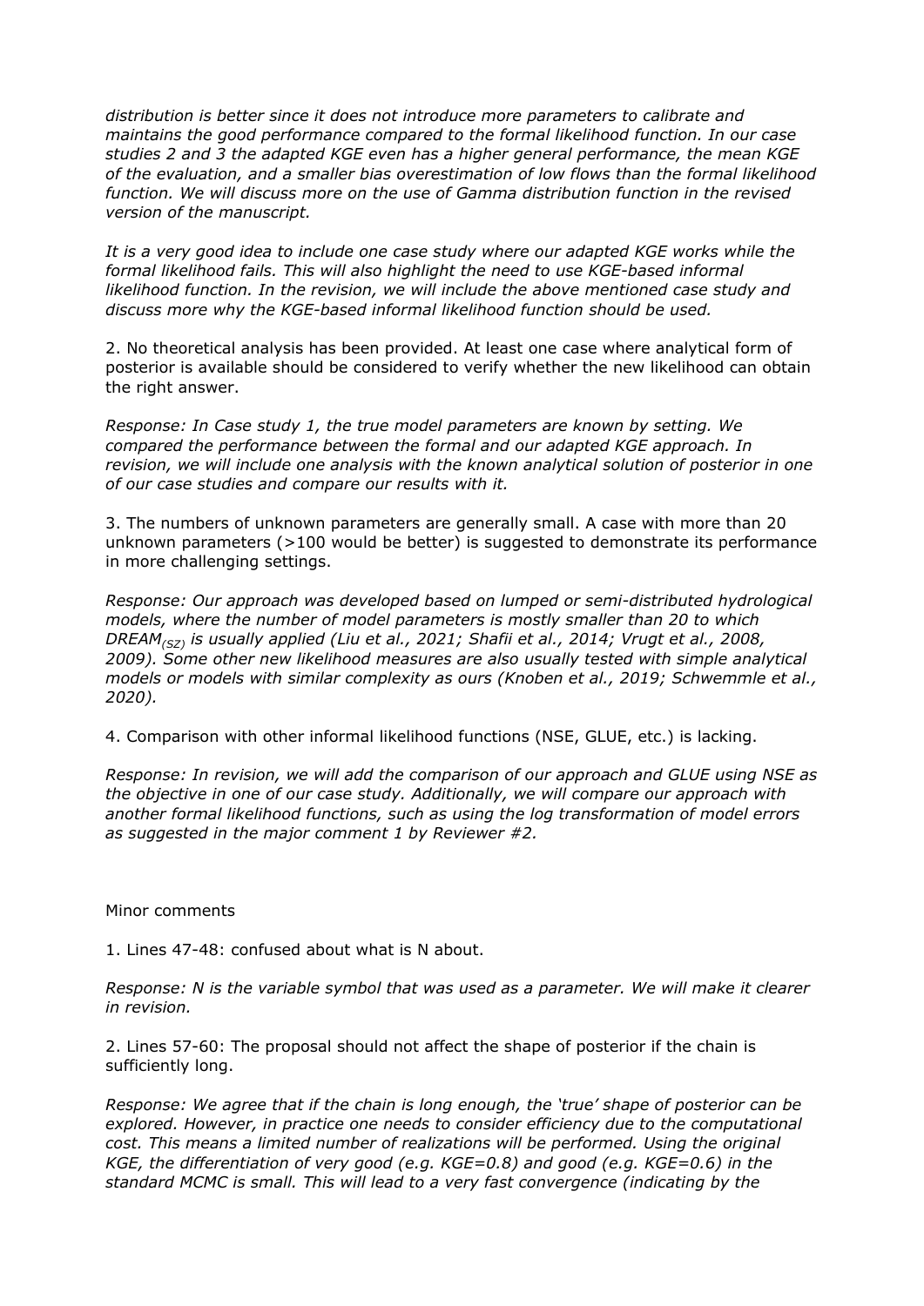*distribution is better since it does not introduce more parameters to calibrate and maintains the good performance compared to the formal likelihood function. In our case studies 2 and 3 the adapted KGE even has a higher general performance, the mean KGE of the evaluation, and a smaller bias overestimation of low flows than the formal likelihood function. We will discuss more on the use of Gamma distribution function in the revised version of the manuscript.*

*It is a very good idea to include one case study where our adapted KGE works while the formal likelihood fails. This will also highlight the need to use KGE-based informal likelihood function. In the revision, we will include the above mentioned case study and discuss more why the KGE-based informal likelihood function should be used.*

2. No theoretical analysis has been provided. At least one case where analytical form of posterior is available should be considered to verify whether the new likelihood can obtain the right answer.

*Response: In Case study 1, the true model parameters are known by setting. We compared the performance between the formal and our adapted KGE approach. In revision, we will include one analysis with the known analytical solution of posterior in one of our case studies and compare our results with it.*

3. The numbers of unknown parameters are generally small. A case with more than 20 unknown parameters (>100 would be better) is suggested to demonstrate its performance in more challenging settings.

*Response: Our approach was developed based on lumped or semi-distributed hydrological models, where the number of model parameters is mostly smaller than 20 to which $DREAM_{(SZ)}$ is usually applied (Liu et al., 2021; Shafii et al., 2014; Vrugt et al., 2008, 2009). Some other new likelihood measures are also usually tested with simple analytical models or models with similar complexity as ours (Knoben et al., 2019; Schwemmle et al., 2020).*

4. Comparison with other informal likelihood functions (NSE, GLUE, etc.) is lacking.

*Response: In revision, we will add the comparison of our approach and GLUE using NSE as the objective in one of our case study. Additionally, we will compare our approach with another formal likelihood functions, such as using the log transformation of model errors as suggested in the major comment 1 by Reviewer #2.*

Minor comments

1. Lines 47-48: confused about what is N about.

*Response: N is the variable symbol that was used as a parameter. We will make it clearer in revision.*

2. Lines 57-60: The proposal should not affect the shape of posterior if the chain is sufficiently long.

*Response: We agree that if the chain is long enough, the 'true' shape of posterior can be explored. However, in practice one needs to consider efficiency due to the computational cost. This means a limited number of realizations will be performed. Using the original KGE, the differentiation of very good (e.g. KGE=0.8) and good (e.g. KGE=0.6) in the standard MCMC is small. This will lead to a very fast convergence (indicating by the*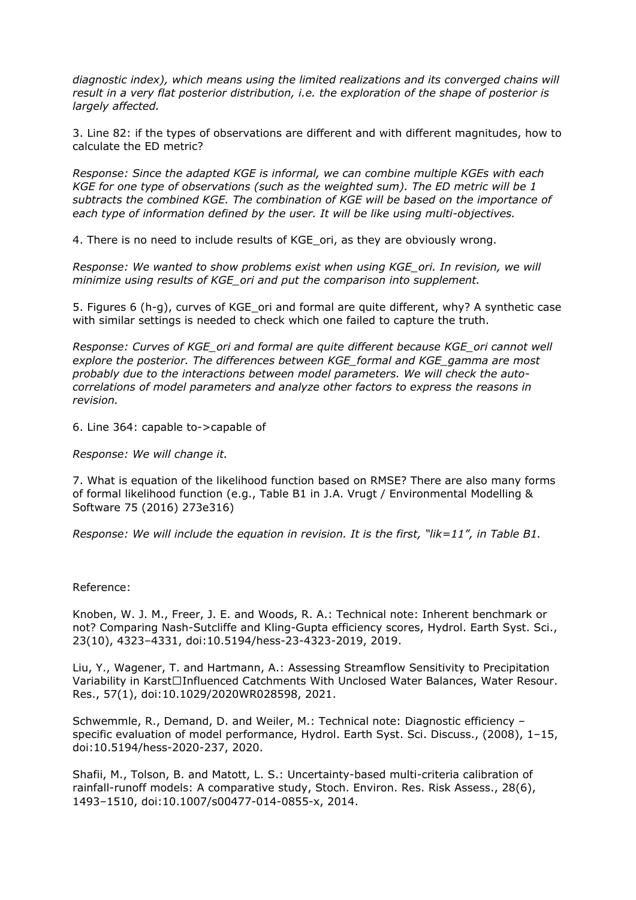*diagnostic index), which means using the limited realizations and its converged chains will result in a very flat posterior distribution, i.e. the exploration of the shape of posterior is largely affected.*

3. Line 82: if the types of observations are different and with different magnitudes, how to calculate the ED metric?

*Response: Since the adapted KGE is informal, we can combine multiple KGEs with each KGE for one type of observations (such as the weighted sum). The ED metric will be 1 subtracts the combined KGE. The combination of KGE will be based on the importance of each type of information defined by the user. It will be like using multi-objectives.*

4. There is no need to include results of KGE_ori, as they are obviously wrong.

*Response: We wanted to show problems exist when using KGE_ori. In revision, we will minimize using results of KGE_ori and put the comparison into supplement.*

5. Figures 6 (h-g), curves of KGE_ori and formal are quite different, why? A synthetic case with similar settings is needed to check which one failed to capture the truth.

*Response: Curves of KGE_ori and formal are quite different because KGE_ori cannot well explore the posterior. The differences between KGE_formal and KGE_gamma are most probably due to the interactions between model parameters. We will check the auto-correlations of model parameters and analyze other factors to express the reasons in revision.*

6. Line 364: capable to->capable of

*Response: We will change it.*

7. What is equation of the likelihood function based on RMSE? There are also many forms of formal likelihood function (e.g., Table B1 in J.A. Vrugt / Environmental Modelling & Software 75 (2016) 273e316)

*Response: We will include the equation in revision. It is the first, "lik=11", in Table B1.*

Reference:

Knoben, W. J. M., Freer, J. E. and Woods, R. A.: Technical note: Inherent benchmark or not? Comparing Nash-Sutcliffe and Kling-Gupta efficiency scores, Hydrol. Earth Syst. Sci., 23(10), 4323–4331, doi:10.5194/hess-23-4323-2019, 2019.

Liu, Y., Wagener, T. and Hartmann, A.: Assessing Streamflow Sensitivity to Precipitation Variability in Karst‐Influenced Catchments With Unclosed Water Balances, Water Resour. Res., 57(1), doi:10.1029/2020WR028598, 2021.

Schwemmle, R., Demand, D. and Weiler, M.: Technical note: Diagnostic efficiency – specific evaluation of model performance, Hydrol. Earth Syst. Sci. Discuss., (2008), 1–15, doi:10.5194/hess-2020-237, 2020.

Shafii, M., Tolson, B. and Matott, L. S.: Uncertainty-based multi-criteria calibration of rainfall-runoff models: A comparative study, Stoch. Environ. Res. Risk Assess., 28(6), 1493–1510, doi:10.1007/s00477-014-0855-x, 2014.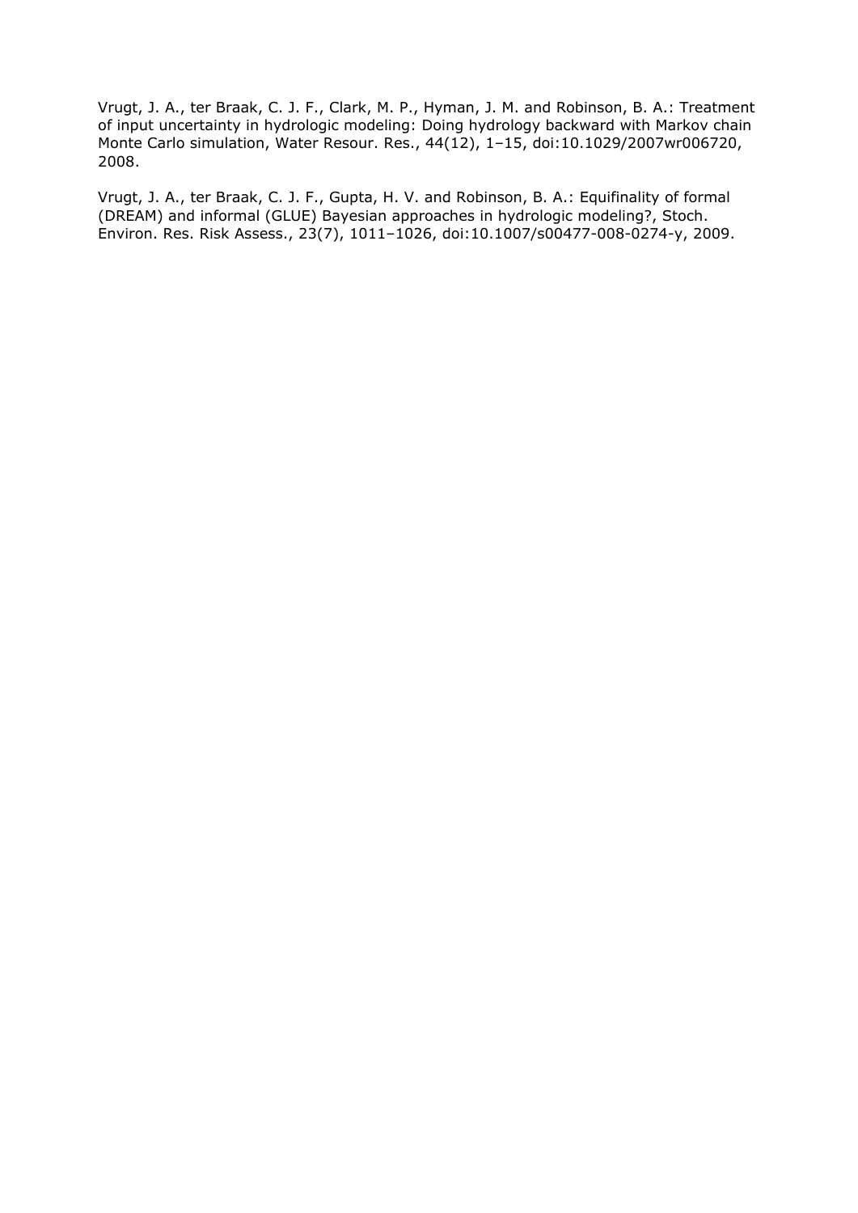Vrugt, J. A., ter Braak, C. J. F., Clark, M. P., Hyman, J. M. and Robinson, B. A.: Treatment of input uncertainty in hydrologic modeling: Doing hydrology backward with Markov chain Monte Carlo simulation, Water Resour. Res., 44(12), 1–15, doi:10.1029/2007wr006720, 2008.

Vrugt, J. A., ter Braak, C. J. F., Gupta, H. V. and Robinson, B. A.: Equifinality of formal (DREAM) and informal (GLUE) Bayesian approaches in hydrologic modeling?, Stoch. Environ. Res. Risk Assess., 23(7), 1011–1026, doi:10.1007/s00477-008-0274-y, 2009.